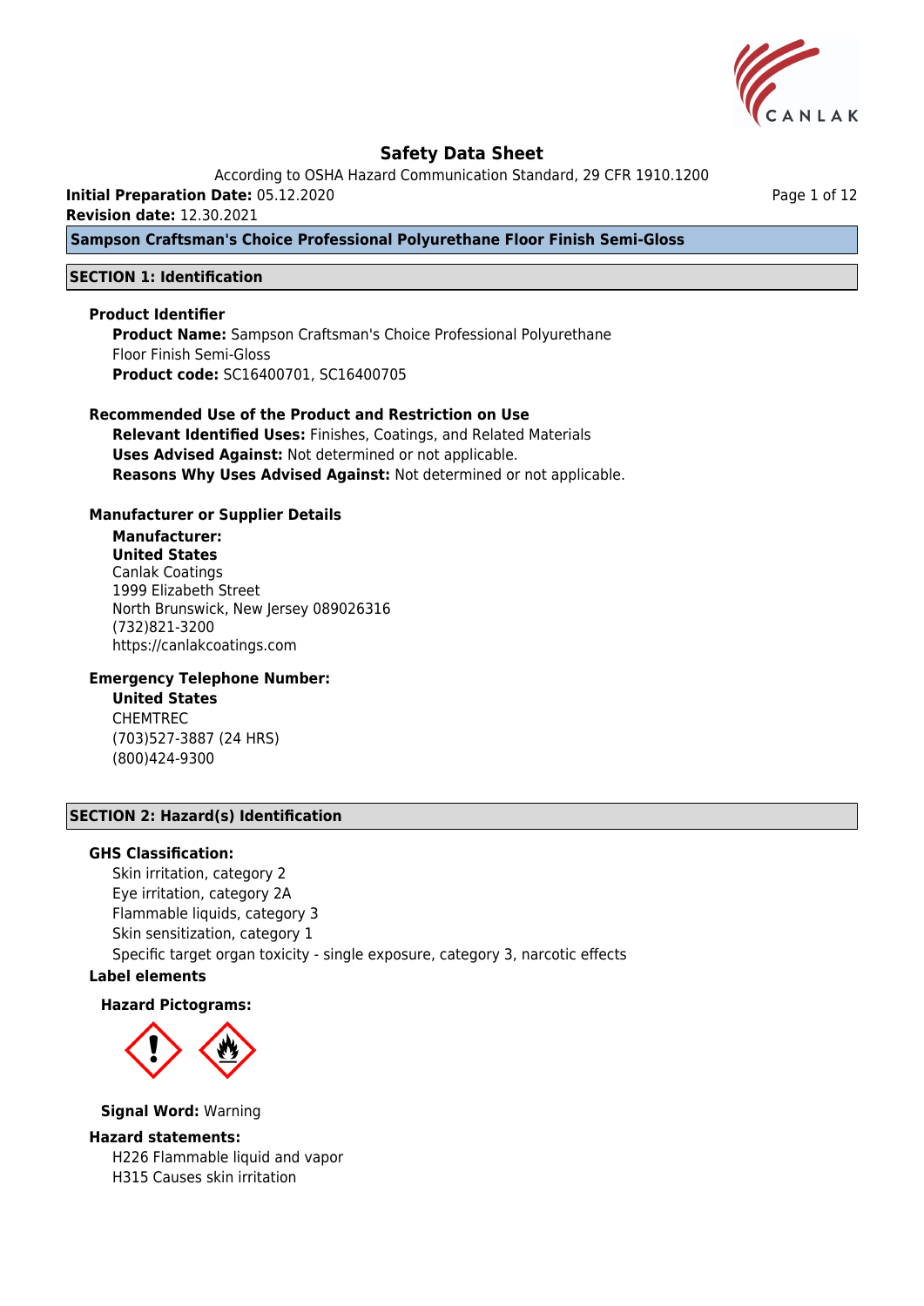# Safety Data Sheet

According to OSHA Hazard Communication Standard, 29 CFR 1910.1200

**Initial Preparation Date:** 05.12.2020

**Revision date:** 12.30.2021

**Sampson Craftsman's Choice Professional Polyurethane Floor Finish Semi-Gloss**

## SECTION 1: Identification

### Product Identifier

**Product Name:** Sampson Craftsman's Choice Professional Polyurethane Floor Finish Semi-Gloss

**Product code:** SC16400701, SC16400705

### Recommended Use of the Product and Restriction on Use

**Relevant Identified Uses:** Finishes, Coatings, and Related Materials

**Uses Advised Against:** Not determined or not applicable.

**Reasons Why Uses Advised Against:** Not determined or not applicable.

### Manufacturer or Supplier Details

**Manufacturer:**

**United States**

Canlak Coatings

1999 Elizabeth Street

North Brunswick, New Jersey 089026316

(732)821-3200

https://canlakcoatings.com

### Emergency Telephone Number:

**United States**

CHEMTREC

(703)527-3887 (24 HRS)

(800)424-9300

## SECTION 2: Hazard(s) Identification

### GHS Classification:

Skin irritation, category 2

Eye irritation, category 2A

Flammable liquids, category 3

Skin sensitization, category 1

Specific target organ toxicity - single exposure, category 3, narcotic effects

### Label elements

**Hazard Pictograms:**

**Signal Word:** Warning

### Hazard statements:

H226 Flammable liquid and vapor

H315 Causes skin irritation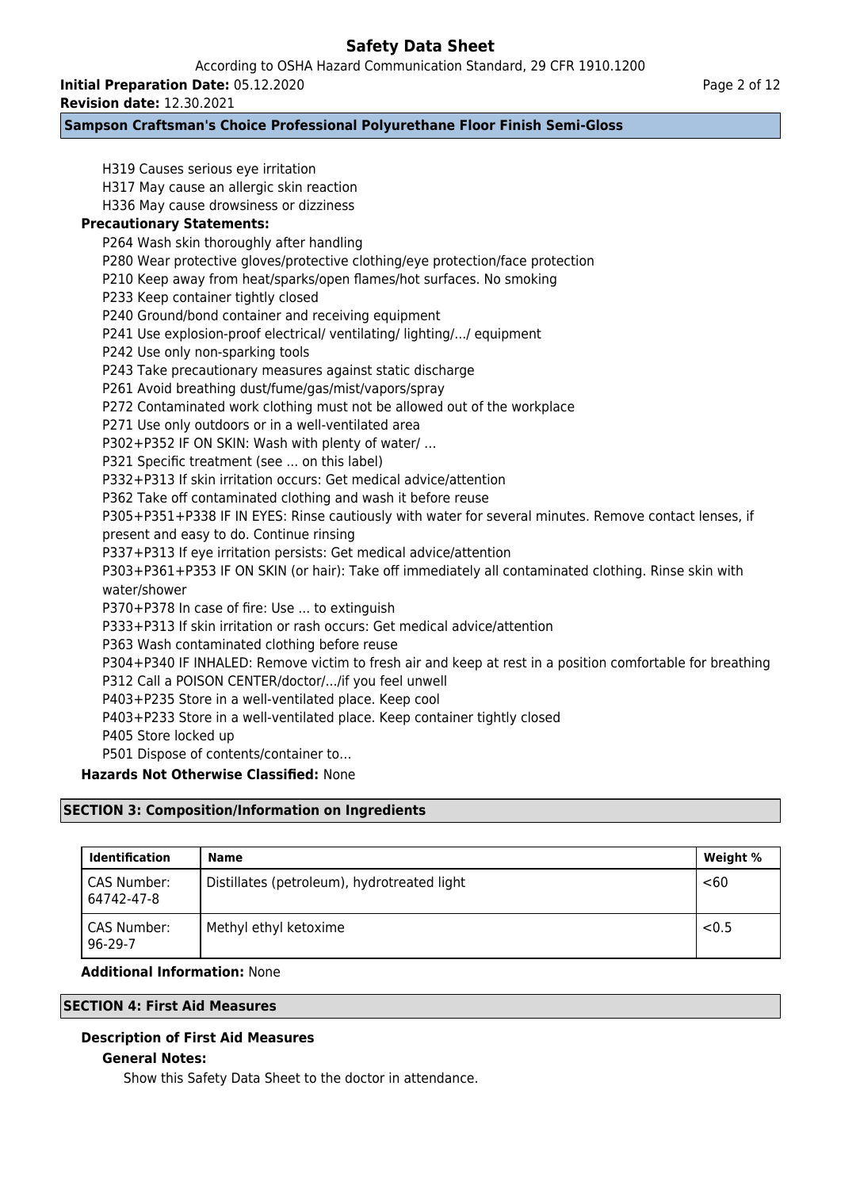H319 Causes serious eye irritation
H317 May cause an allergic skin reaction
H336 May cause drowsiness or dizziness

**Precautionary Statements:**

P264 Wash skin thoroughly after handling
P280 Wear protective gloves/protective clothing/eye protection/face protection
P210 Keep away from heat/sparks/open flames/hot surfaces. No smoking
P233 Keep container tightly closed
P240 Ground/bond container and receiving equipment
P241 Use explosion-proof electrical/ ventilating/ lighting/.../ equipment
P242 Use only non-sparking tools
P243 Take precautionary measures against static discharge
P261 Avoid breathing dust/fume/gas/mist/vapors/spray
P272 Contaminated work clothing must not be allowed out of the workplace
P271 Use only outdoors or in a well-ventilated area
P302+P352 IF ON SKIN: Wash with plenty of water/ ...
P321 Specific treatment (see ... on this label)
P332+P313 If skin irritation occurs: Get medical advice/attention
P362 Take off contaminated clothing and wash it before reuse
P305+P351+P338 IF IN EYES: Rinse cautiously with water for several minutes. Remove contact lenses, if present and easy to do. Continue rinsing
P337+P313 If eye irritation persists: Get medical advice/attention
P303+P361+P353 IF ON SKIN (or hair): Take off immediately all contaminated clothing. Rinse skin with water/shower
P370+P378 In case of fire: Use ... to extinguish
P333+P313 If skin irritation or rash occurs: Get medical advice/attention
P363 Wash contaminated clothing before reuse
P304+P340 IF INHALED: Remove victim to fresh air and keep at rest in a position comfortable for breathing
P312 Call a POISON CENTER/doctor/.../if you feel unwell
P403+P235 Store in a well-ventilated place. Keep cool
P403+P233 Store in a well-ventilated place. Keep container tightly closed
P405 Store locked up
P501 Dispose of contents/container to…

**Hazards Not Otherwise Classified:** None

## SECTION 3: Composition/Information on Ingredients

| Identification | Name | Weight % |
|---|---|---|
| CAS Number: 64742-47-8 | Distillates (petroleum), hydrotreated light | <60 |
| CAS Number: 96-29-7 | Methyl ethyl ketoxime | <0.5 |

**Additional Information:** None

## SECTION 4: First Aid Measures

### Description of First Aid Measures

**General Notes:**

Show this Safety Data Sheet to the doctor in attendance.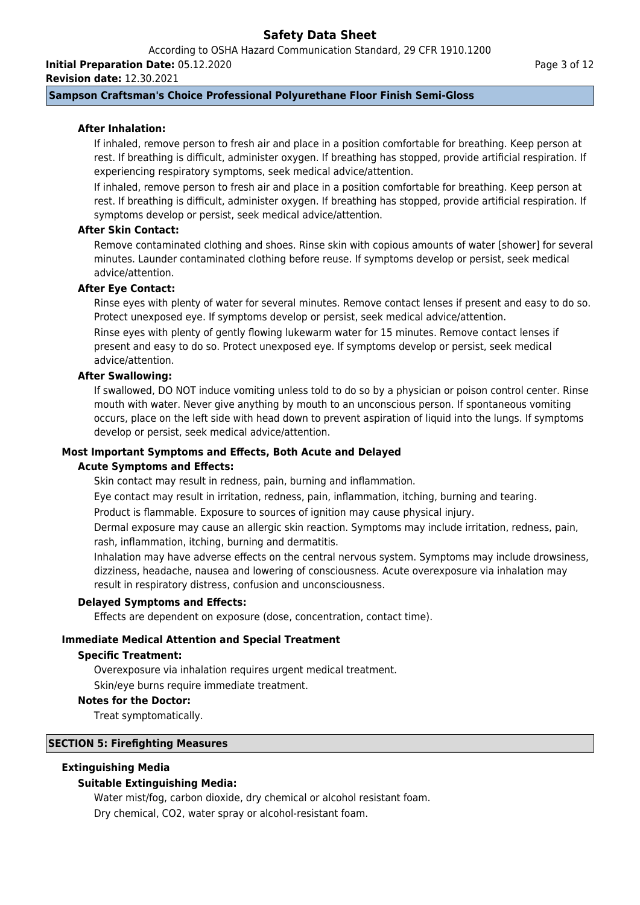### After Inhalation:

If inhaled, remove person to fresh air and place in a position comfortable for breathing. Keep person at rest. If breathing is difficult, administer oxygen. If breathing has stopped, provide artificial respiration. If experiencing respiratory symptoms, seek medical advice/attention.

If inhaled, remove person to fresh air and place in a position comfortable for breathing. Keep person at rest. If breathing is difficult, administer oxygen. If breathing has stopped, provide artificial respiration. If symptoms develop or persist, seek medical advice/attention.

### After Skin Contact:

Remove contaminated clothing and shoes. Rinse skin with copious amounts of water [shower] for several minutes. Launder contaminated clothing before reuse. If symptoms develop or persist, seek medical advice/attention.

### After Eye Contact:

Rinse eyes with plenty of water for several minutes. Remove contact lenses if present and easy to do so. Protect unexposed eye. If symptoms develop or persist, seek medical advice/attention.

Rinse eyes with plenty of gently flowing lukewarm water for 15 minutes. Remove contact lenses if present and easy to do so. Protect unexposed eye. If symptoms develop or persist, seek medical advice/attention.

### After Swallowing:

If swallowed, DO NOT induce vomiting unless told to do so by a physician or poison control center. Rinse mouth with water. Never give anything by mouth to an unconscious person. If spontaneous vomiting occurs, place on the left side with head down to prevent aspiration of liquid into the lungs. If symptoms develop or persist, seek medical advice/attention.

## Most Important Symptoms and Effects, Both Acute and Delayed

### Acute Symptoms and Effects:

Skin contact may result in redness, pain, burning and inflammation.

Eye contact may result in irritation, redness, pain, inflammation, itching, burning and tearing.

Product is flammable. Exposure to sources of ignition may cause physical injury.

Dermal exposure may cause an allergic skin reaction. Symptoms may include irritation, redness, pain, rash, inflammation, itching, burning and dermatitis.

Inhalation may have adverse effects on the central nervous system. Symptoms may include drowsiness, dizziness, headache, nausea and lowering of consciousness. Acute overexposure via inhalation may result in respiratory distress, confusion and unconsciousness.

### Delayed Symptoms and Effects:

Effects are dependent on exposure (dose, concentration, contact time).

## Immediate Medical Attention and Special Treatment

### Specific Treatment:

Overexposure via inhalation requires urgent medical treatment.

Skin/eye burns require immediate treatment.

### Notes for the Doctor:

Treat symptomatically.

# SECTION 5: Firefighting Measures

## Extinguishing Media

### Suitable Extinguishing Media:

Water mist/fog, carbon dioxide, dry chemical or alcohol resistant foam.

Dry chemical, $CO_2$, water spray or alcohol-resistant foam.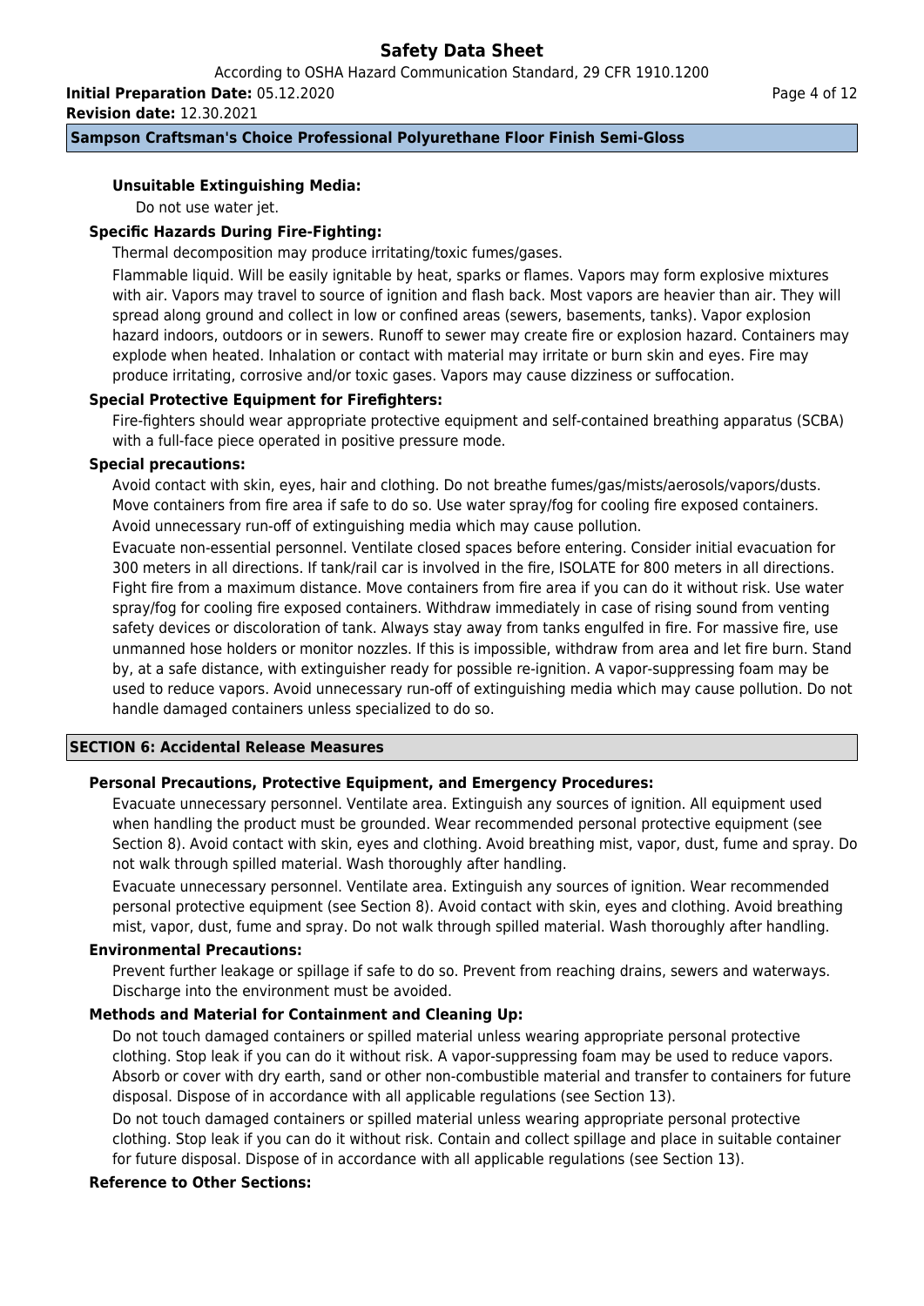**Unsuitable Extinguishing Media:**

Do not use water jet.

**Specific Hazards During Fire-Fighting:**

Thermal decomposition may produce irritating/toxic fumes/gases.

Flammable liquid. Will be easily ignitable by heat, sparks or flames. Vapors may form explosive mixtures with air. Vapors may travel to source of ignition and flash back. Most vapors are heavier than air. They will spread along ground and collect in low or confined areas (sewers, basements, tanks). Vapor explosion hazard indoors, outdoors or in sewers. Runoff to sewer may create fire or explosion hazard. Containers may explode when heated. Inhalation or contact with material may irritate or burn skin and eyes. Fire may produce irritating, corrosive and/or toxic gases. Vapors may cause dizziness or suffocation.

**Special Protective Equipment for Firefighters:**

Fire-fighters should wear appropriate protective equipment and self-contained breathing apparatus (SCBA) with a full-face piece operated in positive pressure mode.

**Special precautions:**

Avoid contact with skin, eyes, hair and clothing. Do not breathe fumes/gas/mists/aerosols/vapors/dusts. Move containers from fire area if safe to do so. Use water spray/fog for cooling fire exposed containers. Avoid unnecessary run-off of extinguishing media which may cause pollution.

Evacuate non-essential personnel. Ventilate closed spaces before entering. Consider initial evacuation for 300 meters in all directions. If tank/rail car is involved in the fire, ISOLATE for 800 meters in all directions. Fight fire from a maximum distance. Move containers from fire area if you can do it without risk. Use water spray/fog for cooling fire exposed containers. Withdraw immediately in case of rising sound from venting safety devices or discoloration of tank. Always stay away from tanks engulfed in fire. For massive fire, use unmanned hose holders or monitor nozzles. If this is impossible, withdraw from area and let fire burn. Stand by, at a safe distance, with extinguisher ready for possible re-ignition. A vapor-suppressing foam may be used to reduce vapors. Avoid unnecessary run-off of extinguishing media which may cause pollution. Do not handle damaged containers unless specialized to do so.

## SECTION 6: Accidental Release Measures

**Personal Precautions, Protective Equipment, and Emergency Procedures:**

Evacuate unnecessary personnel. Ventilate area. Extinguish any sources of ignition. All equipment used when handling the product must be grounded. Wear recommended personal protective equipment (see Section 8). Avoid contact with skin, eyes and clothing. Avoid breathing mist, vapor, dust, fume and spray. Do not walk through spilled material. Wash thoroughly after handling.

Evacuate unnecessary personnel. Ventilate area. Extinguish any sources of ignition. Wear recommended personal protective equipment (see Section 8). Avoid contact with skin, eyes and clothing. Avoid breathing mist, vapor, dust, fume and spray. Do not walk through spilled material. Wash thoroughly after handling.

**Environmental Precautions:**

Prevent further leakage or spillage if safe to do so. Prevent from reaching drains, sewers and waterways. Discharge into the environment must be avoided.

**Methods and Material for Containment and Cleaning Up:**

Do not touch damaged containers or spilled material unless wearing appropriate personal protective clothing. Stop leak if you can do it without risk. A vapor-suppressing foam may be used to reduce vapors. Absorb or cover with dry earth, sand or other non-combustible material and transfer to containers for future disposal. Dispose of in accordance with all applicable regulations (see Section 13).

Do not touch damaged containers or spilled material unless wearing appropriate personal protective clothing. Stop leak if you can do it without risk. Contain and collect spillage and place in suitable container for future disposal. Dispose of in accordance with all applicable regulations (see Section 13).

**Reference to Other Sections:**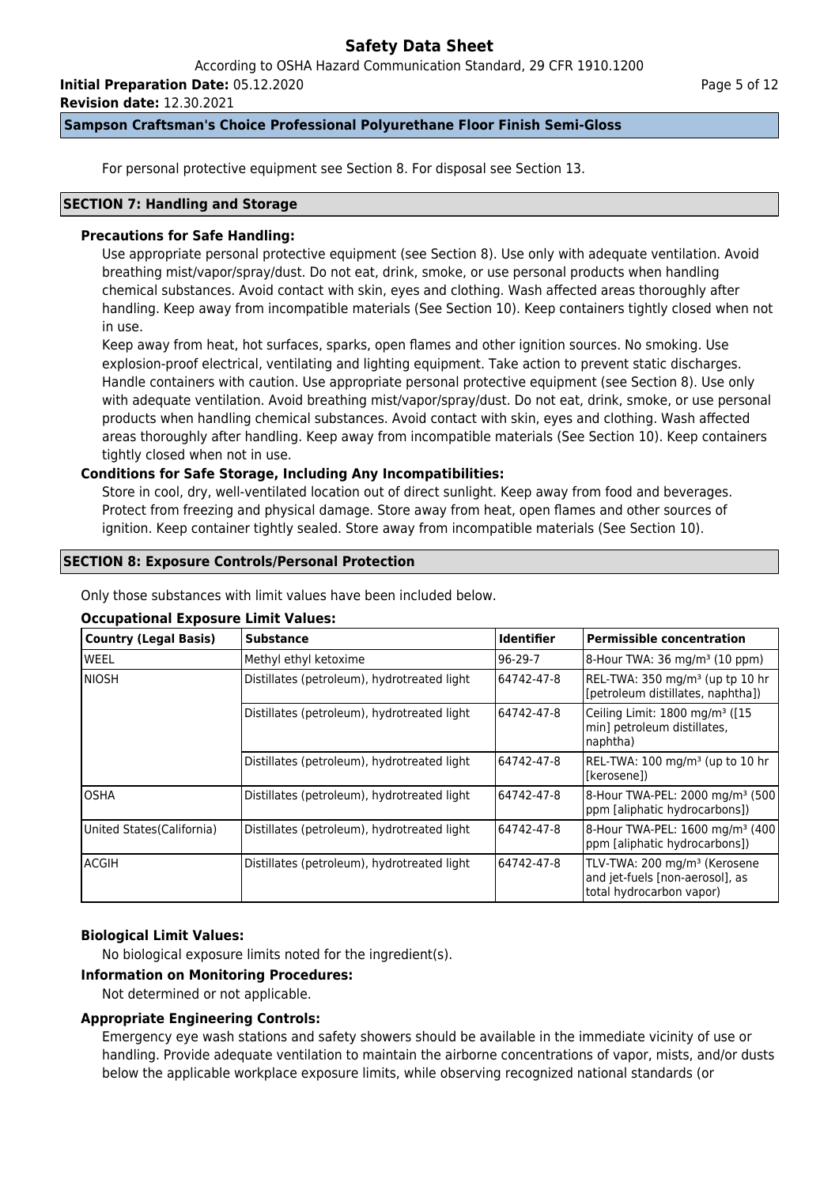For personal protective equipment see Section 8. For disposal see Section 13.

## SECTION 7: Handling and Storage

**Precautions for Safe Handling:**

Use appropriate personal protective equipment (see Section 8). Use only with adequate ventilation. Avoid breathing mist/vapor/spray/dust. Do not eat, drink, smoke, or use personal products when handling chemical substances. Avoid contact with skin, eyes and clothing. Wash affected areas thoroughly after handling. Keep away from incompatible materials (See Section 10). Keep containers tightly closed when not in use.

Keep away from heat, hot surfaces, sparks, open flames and other ignition sources. No smoking. Use explosion-proof electrical, ventilating and lighting equipment. Take action to prevent static discharges. Handle containers with caution. Use appropriate personal protective equipment (see Section 8). Use only with adequate ventilation. Avoid breathing mist/vapor/spray/dust. Do not eat, drink, smoke, or use personal products when handling chemical substances. Avoid contact with skin, eyes and clothing. Wash affected areas thoroughly after handling. Keep away from incompatible materials (See Section 10). Keep containers tightly closed when not in use.

**Conditions for Safe Storage, Including Any Incompatibilities:**

Store in cool, dry, well-ventilated location out of direct sunlight. Keep away from food and beverages. Protect from freezing and physical damage. Store away from heat, open flames and other sources of ignition. Keep container tightly sealed. Store away from incompatible materials (See Section 10).

## SECTION 8: Exposure Controls/Personal Protection

Only those substances with limit values have been included below.

**Occupational Exposure Limit Values:**

| Country (Legal Basis) | Substance | Identifier | Permissible concentration |
|---|---|---|---|
| WEEL | Methyl ethyl ketoxime | 96-29-7 | 8-Hour TWA: 36 mg/m³ (10 ppm) |
| NIOSH | Distillates (petroleum), hydrotreated light | 64742-47-8 | REL-TWA: 350 mg/m³ (up tp 10 hr [petroleum distillates, naphtha]) |
| | Distillates (petroleum), hydrotreated light | 64742-47-8 | Ceiling Limit: 1800 mg/m³ ([15 min] petroleum distillates, naphtha) |
| | Distillates (petroleum), hydrotreated light | 64742-47-8 | REL-TWA: 100 mg/m³ (up to 10 hr [kerosene]) |
| OSHA | Distillates (petroleum), hydrotreated light | 64742-47-8 | 8-Hour TWA-PEL: 2000 mg/m³ (500 ppm [aliphatic hydrocarbons]) |
| United States(California) | Distillates (petroleum), hydrotreated light | 64742-47-8 | 8-Hour TWA-PEL: 1600 mg/m³ (400 ppm [aliphatic hydrocarbons]) |
| ACGIH | Distillates (petroleum), hydrotreated light | 64742-47-8 | TLV-TWA: 200 mg/m³ (Kerosene and jet-fuels [non-aerosol], as total hydrocarbon vapor) |

**Biological Limit Values:**

No biological exposure limits noted for the ingredient(s).

**Information on Monitoring Procedures:**

Not determined or not applicable.

**Appropriate Engineering Controls:**

Emergency eye wash stations and safety showers should be available in the immediate vicinity of use or handling. Provide adequate ventilation to maintain the airborne concentrations of vapor, mists, and/or dusts below the applicable workplace exposure limits, while observing recognized national standards (or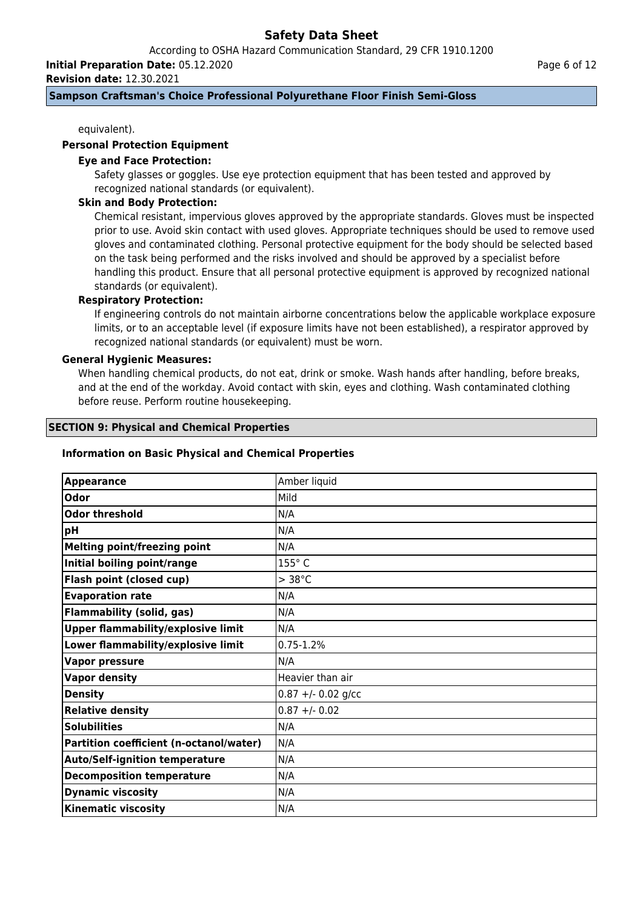equivalent).

### Personal Protection Equipment

**Eye and Face Protection:**

Safety glasses or goggles. Use eye protection equipment that has been tested and approved by recognized national standards (or equivalent).

**Skin and Body Protection:**

Chemical resistant, impervious gloves approved by the appropriate standards. Gloves must be inspected prior to use. Avoid skin contact with used gloves. Appropriate techniques should be used to remove used gloves and contaminated clothing. Personal protective equipment for the body should be selected based on the task being performed and the risks involved and should be approved by a specialist before handling this product. Ensure that all personal protective equipment is approved by recognized national standards (or equivalent).

**Respiratory Protection:**

If engineering controls do not maintain airborne concentrations below the applicable workplace exposure limits, or to an acceptable level (if exposure limits have not been established), a respirator approved by recognized national standards (or equivalent) must be worn.

### General Hygienic Measures:

When handling chemical products, do not eat, drink or smoke. Wash hands after handling, before breaks, and at the end of the workday. Avoid contact with skin, eyes and clothing. Wash contaminated clothing before reuse. Perform routine housekeeping.

## SECTION 9: Physical and Chemical Properties

### Information on Basic Physical and Chemical Properties

| Property | Value |
|---|---|
| **Appearance** | Amber liquid |
| **Odor** | Mild |
| **Odor threshold** | N/A |
| **pH** | N/A |
| **Melting point/freezing point** | N/A |
| **Initial boiling point/range** | 155° C |
| **Flash point (closed cup)** | > 38°C |
| **Evaporation rate** | N/A |
| **Flammability (solid, gas)** | N/A |
| **Upper flammability/explosive limit** | N/A |
| **Lower flammability/explosive limit** | 0.75-1.2% |
| **Vapor pressure** | N/A |
| **Vapor density** | Heavier than air |
| **Density** | 0.87 +/- 0.02 g/cc |
| **Relative density** | 0.87 +/- 0.02 |
| **Solubilities** | N/A |
| **Partition coefficient (n-octanol/water)** | N/A |
| **Auto/Self-ignition temperature** | N/A |
| **Decomposition temperature** | N/A |
| **Dynamic viscosity** | N/A |
| **Kinematic viscosity** | N/A |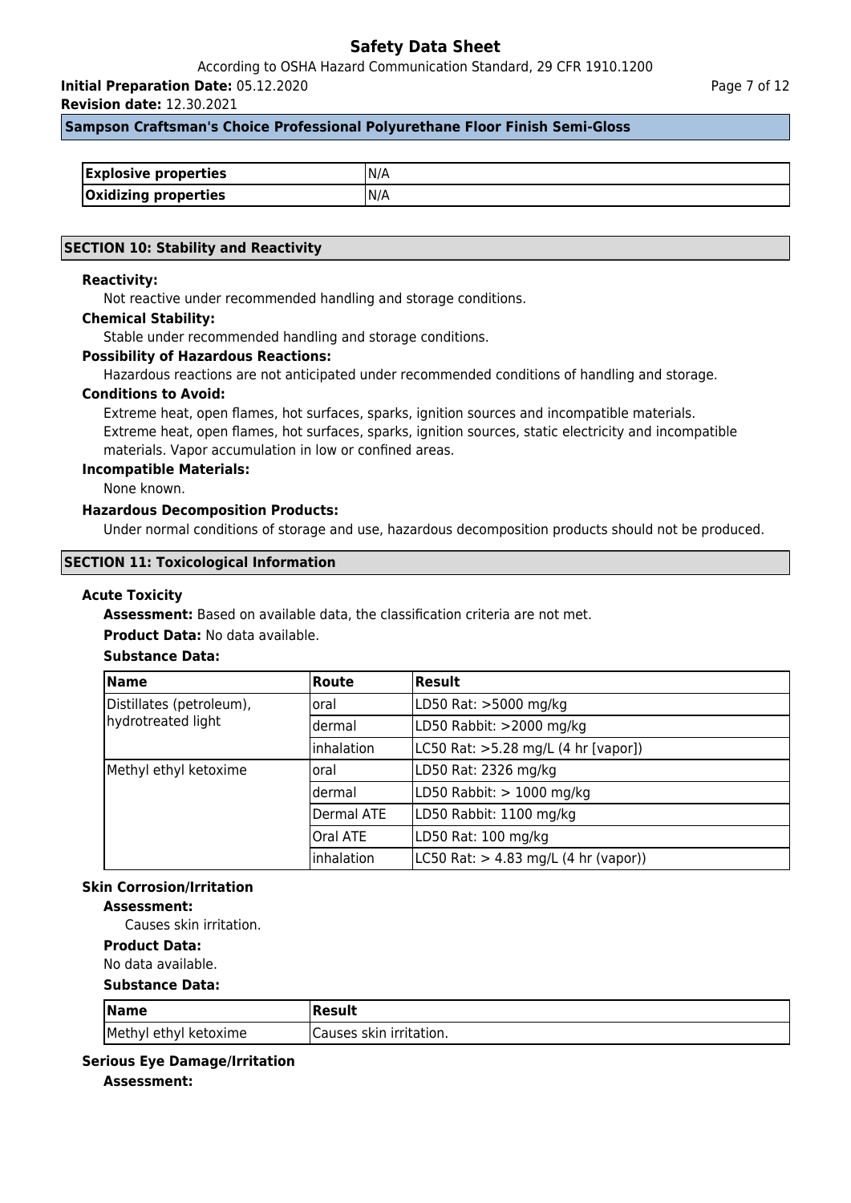| Explosive properties | N/A |
|---|---|
| Oxidizing properties | N/A |

## SECTION 10: Stability and Reactivity

**Reactivity:**

Not reactive under recommended handling and storage conditions.

**Chemical Stability:**

Stable under recommended handling and storage conditions.

**Possibility of Hazardous Reactions:**

Hazardous reactions are not anticipated under recommended conditions of handling and storage.

**Conditions to Avoid:**

Extreme heat, open flames, hot surfaces, sparks, ignition sources and incompatible materials.
Extreme heat, open flames, hot surfaces, sparks, ignition sources, static electricity and incompatible materials. Vapor accumulation in low or confined areas.

**Incompatible Materials:**

None known.

**Hazardous Decomposition Products:**

Under normal conditions of storage and use, hazardous decomposition products should not be produced.

## SECTION 11: Toxicological Information

**Acute Toxicity**

**Assessment:** Based on available data, the classification criteria are not met.

**Product Data:** No data available.

**Substance Data:**

| Name | Route | Result |
|---|---|---|
| Distillates (petroleum), hydrotreated light | oral | LD50 Rat: >5000 mg/kg |
| | dermal | LD50 Rabbit: >2000 mg/kg |
| | inhalation | LC50 Rat: >5.28 mg/L (4 hr [vapor]) |
| Methyl ethyl ketoxime | oral | LD50 Rat: 2326 mg/kg |
| | dermal | LD50 Rabbit: > 1000 mg/kg |
| | Dermal ATE | LD50 Rabbit: 1100 mg/kg |
| | Oral ATE | LD50 Rat: 100 mg/kg |
| | inhalation | LC50 Rat: > 4.83 mg/L (4 hr (vapor)) |

**Skin Corrosion/Irritation**

**Assessment:**

Causes skin irritation.

**Product Data:**

No data available.

**Substance Data:**

| Name | Result |
|---|---|
| Methyl ethyl ketoxime | Causes skin irritation. |

**Serious Eye Damage/Irritation**

**Assessment:**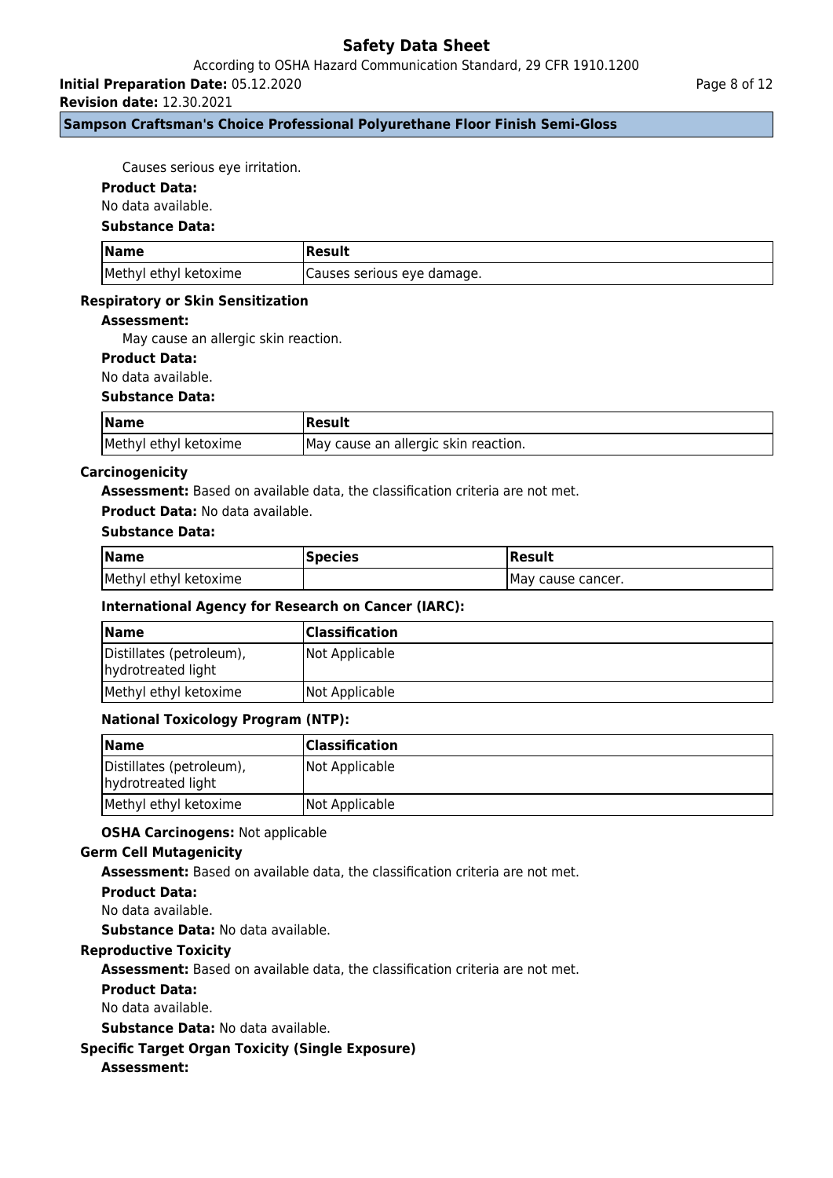Causes serious eye irritation.

**Product Data:**

No data available.

**Substance Data:**

| Name | Result |
| --- | --- |
| Methyl ethyl ketoxime | Causes serious eye damage. |

**Respiratory or Skin Sensitization**

**Assessment:**

May cause an allergic skin reaction.

**Product Data:**

No data available.

**Substance Data:**

| Name | Result |
| --- | --- |
| Methyl ethyl ketoxime | May cause an allergic skin reaction. |

**Carcinogenicity**

**Assessment:** Based on available data, the classification criteria are not met.

**Product Data:** No data available.

**Substance Data:**

| Name | Species | Result |
| --- | --- | --- |
| Methyl ethyl ketoxime | | May cause cancer. |

**International Agency for Research on Cancer (IARC):**

| Name | Classification |
| --- | --- |
| Distillates (petroleum), hydrotreated light | Not Applicable |
| Methyl ethyl ketoxime | Not Applicable |

**National Toxicology Program (NTP):**

| Name | Classification |
| --- | --- |
| Distillates (petroleum), hydrotreated light | Not Applicable |
| Methyl ethyl ketoxime | Not Applicable |

**OSHA Carcinogens:** Not applicable

**Germ Cell Mutagenicity**

**Assessment:** Based on available data, the classification criteria are not met.

**Product Data:**

No data available.

**Substance Data:** No data available.

**Reproductive Toxicity**

**Assessment:** Based on available data, the classification criteria are not met.

**Product Data:**

No data available.

**Substance Data:** No data available.

**Specific Target Organ Toxicity (Single Exposure)**

**Assessment:**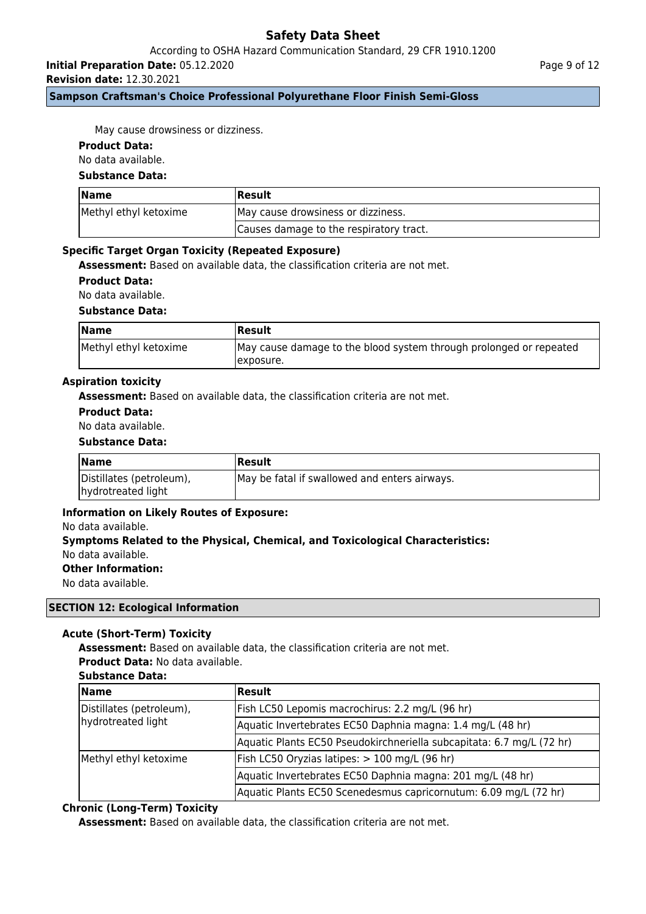May cause drowsiness or dizziness.

**Product Data:**

No data available.

**Substance Data:**

| Name | Result |
| --- | --- |
| Methyl ethyl ketoxime | May cause drowsiness or dizziness. |
| | Causes damage to the respiratory tract. |

### Specific Target Organ Toxicity (Repeated Exposure)

**Assessment:** Based on available data, the classification criteria are not met.

**Product Data:**

No data available.

**Substance Data:**

| Name | Result |
| --- | --- |
| Methyl ethyl ketoxime | May cause damage to the blood system through prolonged or repeated exposure. |

### Aspiration toxicity

**Assessment:** Based on available data, the classification criteria are not met.

**Product Data:**

No data available.

**Substance Data:**

| Name | Result |
| --- | --- |
| Distillates (petroleum), hydrotreated light | May be fatal if swallowed and enters airways. |

**Information on Likely Routes of Exposure:**

No data available.

**Symptoms Related to the Physical, Chemical, and Toxicological Characteristics:**

No data available.

**Other Information:**

No data available.

## SECTION 12: Ecological Information

### Acute (Short-Term) Toxicity

**Assessment:** Based on available data, the classification criteria are not met.

**Product Data:** No data available.

**Substance Data:**

| Name | Result |
| --- | --- |
| Distillates (petroleum), hydrotreated light | Fish LC50 Lepomis macrochirus: 2.2 mg/L (96 hr) |
| | Aquatic Invertebrates EC50 Daphnia magna: 1.4 mg/L (48 hr) |
| | Aquatic Plants EC50 Pseudokirchneriella subcapitata: 6.7 mg/L (72 hr) |
| Methyl ethyl ketoxime | Fish LC50 Oryzias latipes: > 100 mg/L (96 hr) |
| | Aquatic Invertebrates EC50 Daphnia magna: 201 mg/L (48 hr) |
| | Aquatic Plants EC50 Scenedesmus capricornutum: 6.09 mg/L (72 hr) |

### Chronic (Long-Term) Toxicity

**Assessment:** Based on available data, the classification criteria are not met.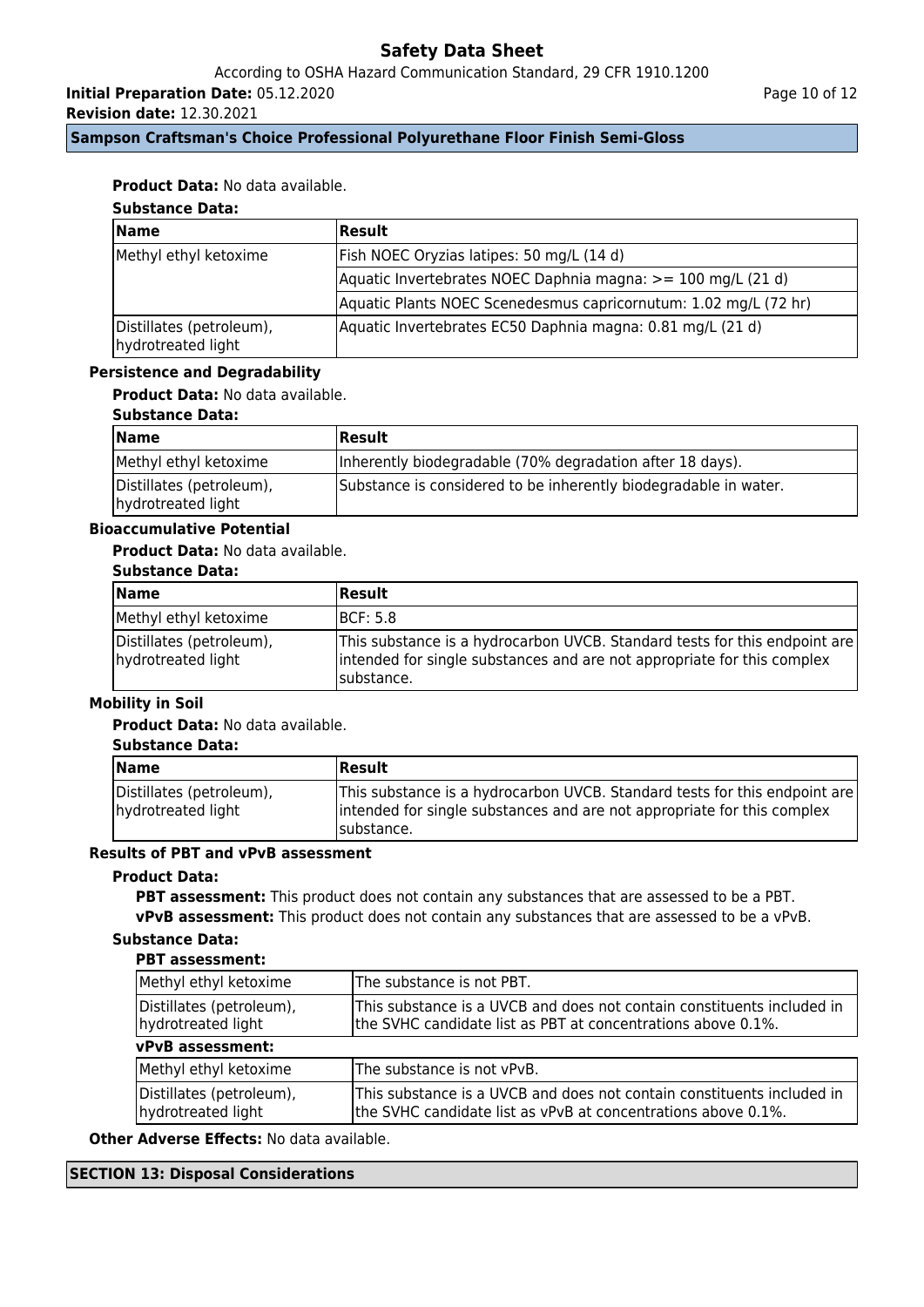**Product Data:** No data available.

**Substance Data:**

| Name | Result |
|---|---|
| Methyl ethyl ketoxime | Fish NOEC Oryzias latipes: 50 mg/L (14 d) |
| | Aquatic Invertebrates NOEC Daphnia magna: >= 100 mg/L (21 d) |
| | Aquatic Plants NOEC Scenedesmus capricornutum: 1.02 mg/L (72 hr) |
| Distillates (petroleum), hydrotreated light | Aquatic Invertebrates EC50 Daphnia magna: 0.81 mg/L (21 d) |

### Persistence and Degradability

**Product Data:** No data available.

**Substance Data:**

| Name | Result |
|---|---|
| Methyl ethyl ketoxime | Inherently biodegradable (70% degradation after 18 days). |
| Distillates (petroleum), hydrotreated light | Substance is considered to be inherently biodegradable in water. |

### Bioaccumulative Potential

**Product Data:** No data available.

**Substance Data:**

| Name | Result |
|---|---|
| Methyl ethyl ketoxime | BCF: 5.8 |
| Distillates (petroleum), hydrotreated light | This substance is a hydrocarbon UVCB. Standard tests for this endpoint are intended for single substances and are not appropriate for this complex substance. |

### Mobility in Soil

**Product Data:** No data available.

**Substance Data:**

| Name | Result |
|---|---|
| Distillates (petroleum), hydrotreated light | This substance is a hydrocarbon UVCB. Standard tests for this endpoint are intended for single substances and are not appropriate for this complex substance. |

### Results of PBT and vPvB assessment

**Product Data:**

**PBT assessment:** This product does not contain any substances that are assessed to be a PBT.

**vPvB assessment:** This product does not contain any substances that are assessed to be a vPvB.

**Substance Data:**

**PBT assessment:**

| | |
|---|---|
| Methyl ethyl ketoxime | The substance is not PBT. |
| Distillates (petroleum), hydrotreated light | This substance is a UVCB and does not contain constituents included in the SVHC candidate list as PBT at concentrations above 0.1%. |

**vPvB assessment:**

| | |
|---|---|
| Methyl ethyl ketoxime | The substance is not vPvB. |
| Distillates (petroleum), hydrotreated light | This substance is a UVCB and does not contain constituents included in the SVHC candidate list as vPvB at concentrations above 0.1%. |

**Other Adverse Effects:** No data available.

## SECTION 13: Disposal Considerations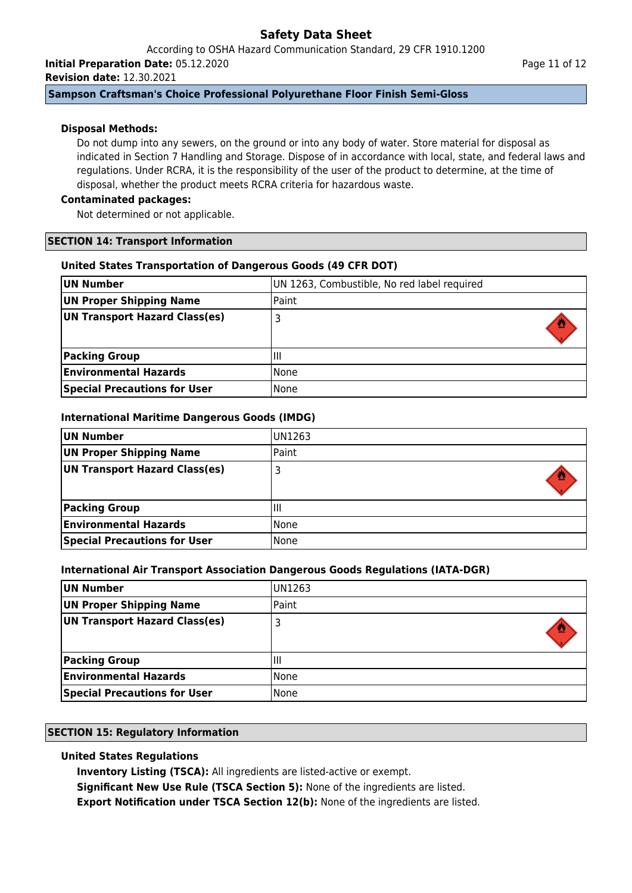**Disposal Methods:**

Do not dump into any sewers, on the ground or into any body of water. Store material for disposal as indicated in Section 7 Handling and Storage. Dispose of in accordance with local, state, and federal laws and regulations. Under RCRA, it is the responsibility of the user of the product to determine, at the time of disposal, whether the product meets RCRA criteria for hazardous waste.

**Contaminated packages:**

Not determined or not applicable.

## SECTION 14: Transport Information

### United States Transportation of Dangerous Goods (49 CFR DOT)

| | |
|---|---|
| **UN Number** | UN 1263, Combustible, No red label required |
| **UN Proper Shipping Name** | Paint |
| **UN Transport Hazard Class(es)** | 3 |
| **Packing Group** | III |
| **Environmental Hazards** | None |
| **Special Precautions for User** | None |

### International Maritime Dangerous Goods (IMDG)

| | |
|---|---|
| **UN Number** | UN1263 |
| **UN Proper Shipping Name** | Paint |
| **UN Transport Hazard Class(es)** | 3 |
| **Packing Group** | III |
| **Environmental Hazards** | None |
| **Special Precautions for User** | None |

### International Air Transport Association Dangerous Goods Regulations (IATA-DGR)

| | |
|---|---|
| **UN Number** | UN1263 |
| **UN Proper Shipping Name** | Paint |
| **UN Transport Hazard Class(es)** | 3 |
| **Packing Group** | III |
| **Environmental Hazards** | None |
| **Special Precautions for User** | None |

## SECTION 15: Regulatory Information

### United States Regulations

**Inventory Listing (TSCA):** All ingredients are listed-active or exempt.

**Significant New Use Rule (TSCA Section 5):** None of the ingredients are listed.

**Export Notification under TSCA Section 12(b):** None of the ingredients are listed.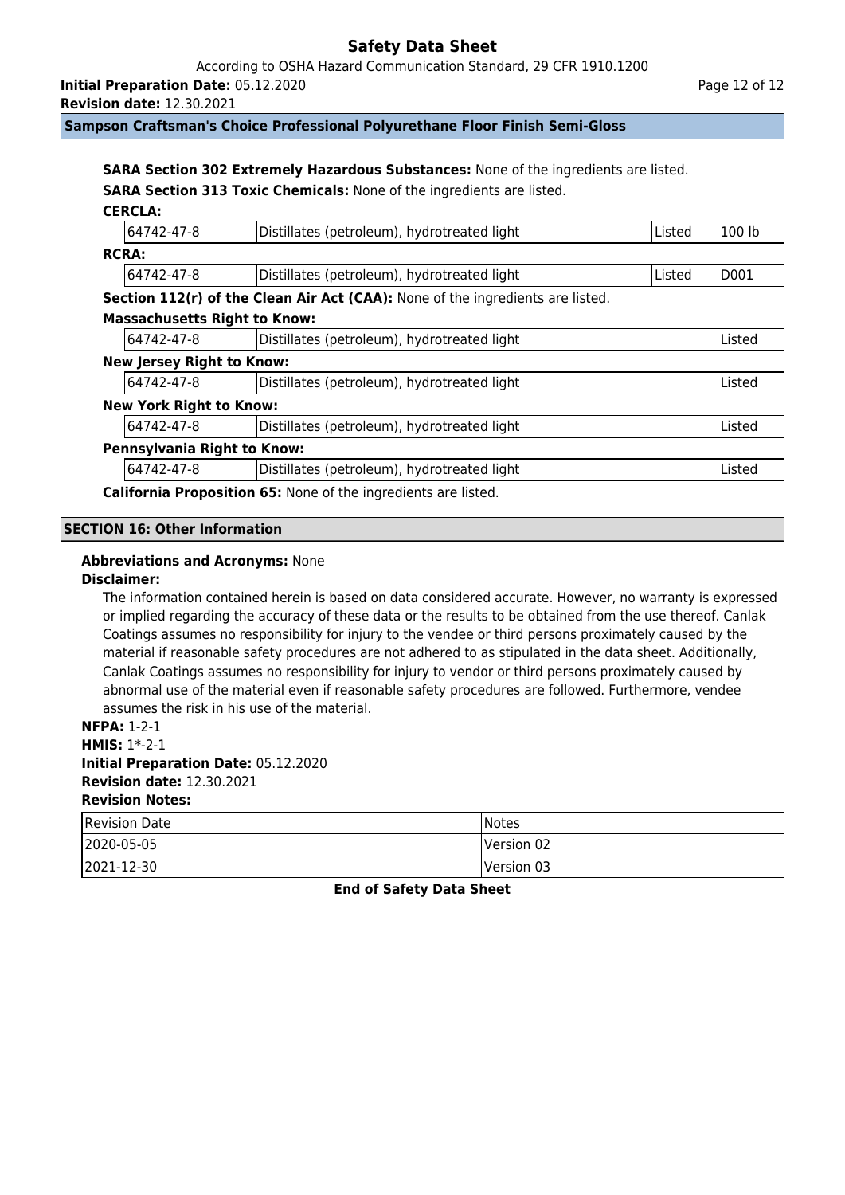**SARA Section 302 Extremely Hazardous Substances:** None of the ingredients are listed.

**SARA Section 313 Toxic Chemicals:** None of the ingredients are listed.

**CERCLA:**

| | | | |
|---|---|---|---|
| 64742-47-8 | Distillates (petroleum), hydrotreated light | Listed | 100 lb |

**RCRA:**

| | | | |
|---|---|---|---|
| 64742-47-8 | Distillates (petroleum), hydrotreated light | Listed | D001 |

**Section 112(r) of the Clean Air Act (CAA):** None of the ingredients are listed.

**Massachusetts Right to Know:**

| | | |
|---|---|---|
| 64742-47-8 | Distillates (petroleum), hydrotreated light | Listed |

**New Jersey Right to Know:**

| | | |
|---|---|---|
| 64742-47-8 | Distillates (petroleum), hydrotreated light | Listed |

**New York Right to Know:**

| | | |
|---|---|---|
| 64742-47-8 | Distillates (petroleum), hydrotreated light | Listed |

**Pennsylvania Right to Know:**

| | | |
|---|---|---|
| 64742-47-8 | Distillates (petroleum), hydrotreated light | Listed |

**California Proposition 65:** None of the ingredients are listed.

## SECTION 16: Other Information

**Abbreviations and Acronyms:** None

**Disclaimer:**

The information contained herein is based on data considered accurate. However, no warranty is expressed or implied regarding the accuracy of these data or the results to be obtained from the use thereof. Canlak Coatings assumes no responsibility for injury to the vendee or third persons proximately caused by the material if reasonable safety procedures are not adhered to as stipulated in the data sheet. Additionally, Canlak Coatings assumes no responsibility for injury to vendor or third persons proximately caused by abnormal use of the material even if reasonable safety procedures are followed. Furthermore, vendee assumes the risk in his use of the material.

**NFPA:** 1-2-1

**HMIS:** 1*-2-1

**Initial Preparation Date:** 05.12.2020

**Revision date:** 12.30.2021

**Revision Notes:**

| Revision Date | Notes |
|---|---|
| 2020-05-05 | Version 02 |
| 2021-12-30 | Version 03 |

**End of Safety Data Sheet**